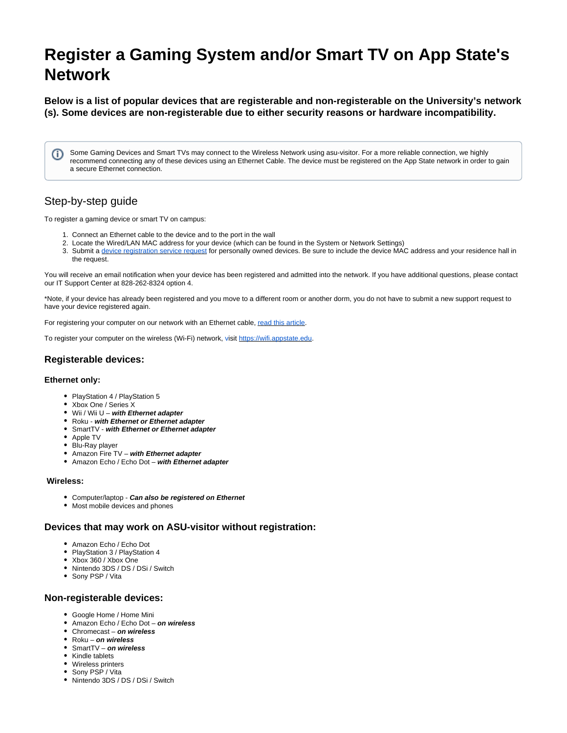# Register a Gaming System and/or Smart TV on App State's Network

### Below is a list of popular devices that are registerable and non-registerable on the University's network (s). Some devices are non-registerable due to either security reasons or hardware incompatibility.

> Some Gaming Devices and Smart TVs may connect to the Wireless Network using asu-visitor. For a more reliable connection, we highly recommend connecting any of these devices using an Ethernet Cable. The device must be registered on the App State network in order to gain a secure Ethernet connection.

## Step-by-step guide

To register a gaming device or smart TV on campus:

1. Connect an Ethernet cable to the device and to the port in the wall
2. Locate the Wired/LAN MAC address for your device (which can be found in the System or Network Settings)
3. Submit a [device registration service request]() for personally owned devices. Be sure to include the device MAC address and your residence hall in the request.

You will receive an email notification when your device has been registered and admitted into the network. If you have additional questions, please contact our IT Support Center at 828-262-8324 option 4.

*Note, if your device has already been registered and you move to a different room or another dorm, you do not have to submit a new support request to have your device registered again.

For registering your computer on our network with an Ethernet cable, [read this article]().

To register your computer on the wireless (Wi-Fi) network, visit [https://wifi.appstate.edu](https://wifi.appstate.edu).

### Registerable devices:

#### Ethernet only:

- PlayStation 4 / PlayStation 5
- Xbox One / Series X
- Wii / Wii U – ***with Ethernet adapter***
- Roku - ***with Ethernet or Ethernet adapter***
- SmartTV - ***with Ethernet or Ethernet adapter***
- Apple TV
- Blu-Ray player
- Amazon Fire TV – ***with Ethernet adapter***
- Amazon Echo / Echo Dot – ***with Ethernet adapter***

#### Wireless:

- Computer/laptop - ***Can also be registered on Ethernet***
- Most mobile devices and phones

### Devices that may work on ASU-visitor without registration:

- Amazon Echo / Echo Dot
- PlayStation 3 / PlayStation 4
- Xbox 360 / Xbox One
- Nintendo 3DS / DS / DSi / Switch
- Sony PSP / Vita

### Non-registerable devices:

- Google Home / Home Mini
- Amazon Echo / Echo Dot – ***on wireless***
- Chromecast – ***on wireless***
- Roku – ***on wireless***
- SmartTV – ***on wireless***
- Kindle tablets
- Wireless printers
- Sony PSP / Vita
- Nintendo 3DS / DS / DSi / Switch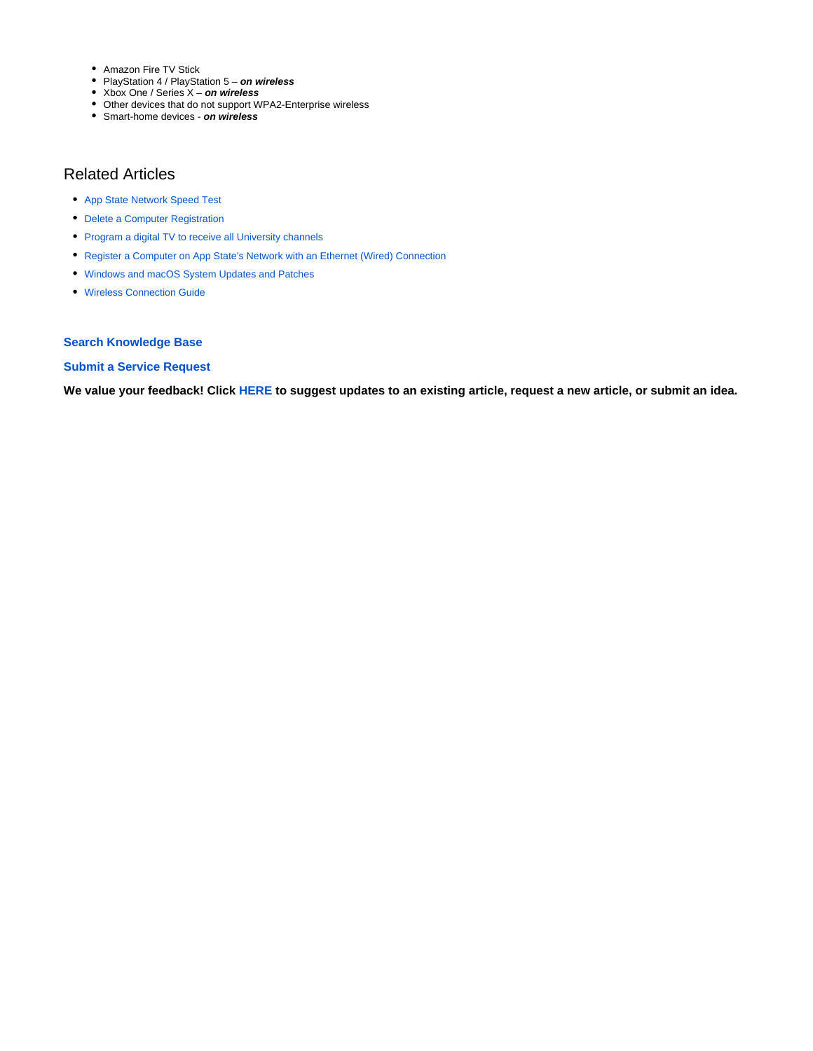- Amazon Fire TV Stick
- PlayStation 4 / PlayStation 5 – ***on wireless***
- Xbox One / Series X – ***on wireless***
- Other devices that do not support WPA2-Enterprise wireless
- Smart-home devices - ***on wireless***

## Related Articles

- App State Network Speed Test
- Delete a Computer Registration
- Program a digital TV to receive all University channels
- Register a Computer on App State's Network with an Ethernet (Wired) Connection
- Windows and macOS System Updates and Patches
- Wireless Connection Guide

**Search Knowledge Base**

**Submit a Service Request**

**We value your feedback! Click HERE to suggest updates to an existing article, request a new article, or submit an idea.**